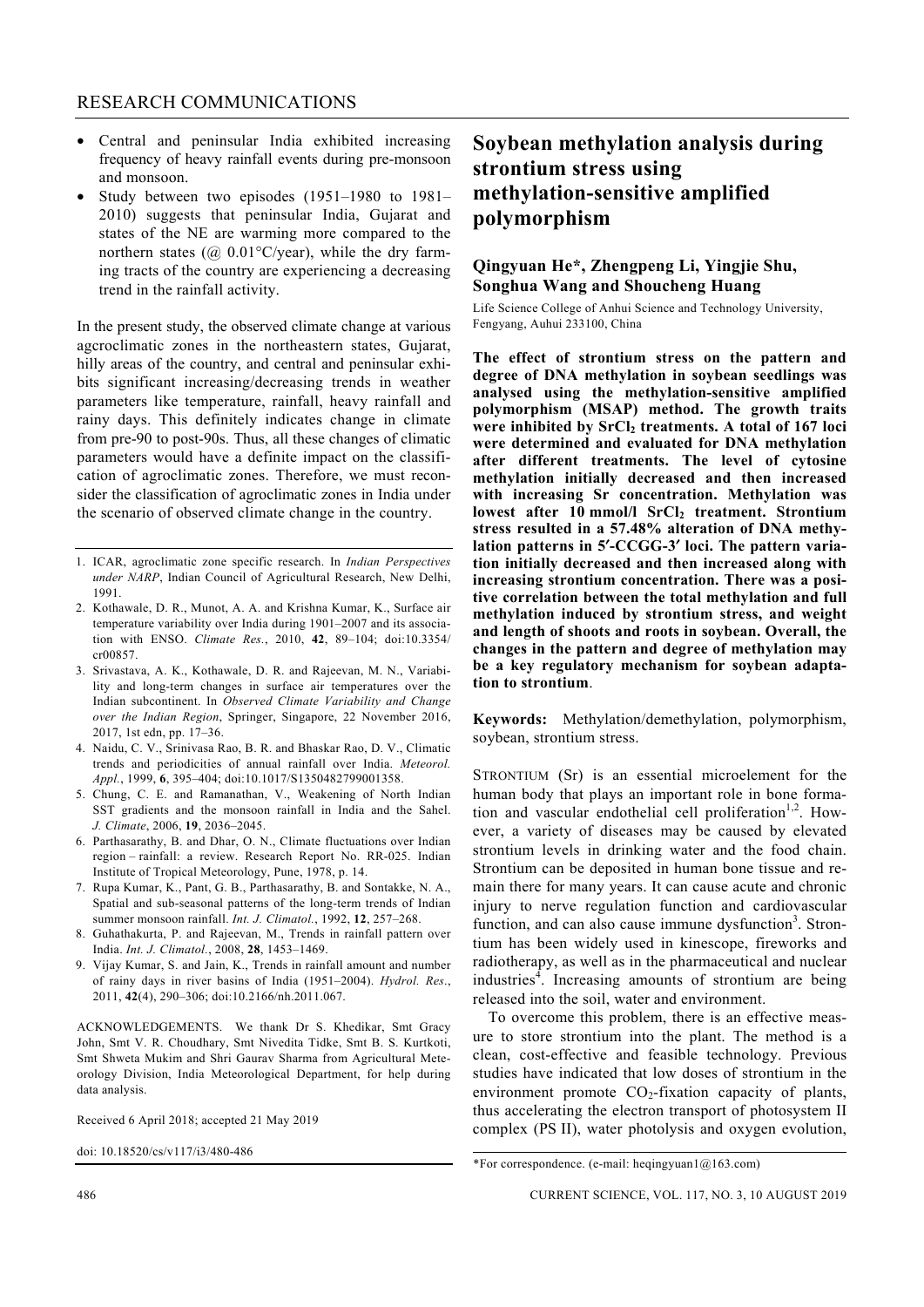- Central and peninsular India exhibited increasing frequency of heavy rainfall events during pre-monsoon and monsoon.
- Study between two episodes (1951–1980 to 1981–2010) suggests that peninsular India, Gujarat and states of the NE are warming more compared to the northern states (@ 0.01°C/year), while the dry farming tracts of the country are experiencing a decreasing trend in the rainfall activity.

In the present study, the observed climate change at various agroclimatic zones in the northeastern states, Gujarat, hilly areas of the country, and central and peninsular exhibits significant increasing/decreasing trends in weather parameters like temperature, rainfall, heavy rainfall and rainy days. This definitely indicates change in climate from pre-90 to post-90s. Thus, all these changes of climatic parameters would have a definite impact on the classification of agroclimatic zones. Therefore, we must reconsider the classification of agroclimatic zones in India under the scenario of observed climate change in the country.

1. ICAR, agroclimatic zone specific research. In *Indian Perspectives under NARP*, Indian Council of Agricultural Research, New Delhi, 1991.
2. Kothawale, D. R., Munot, A. A. and Krishna Kumar, K., Surface air temperature variability over India during 1901–2007 and its association with ENSO. *Climate Res.*, 2010, **42**, 89–104; doi:10.3354/cr00857.
3. Srivastava, A. K., Kothawale, D. R. and Rajeevan, M. N., Variability and long-term changes in surface air temperatures over the Indian subcontinent. In *Observed Climate Variability and Change over the Indian Region*, Springer, Singapore, 22 November 2016, 2017, 1st edn, pp. 17–36.
4. Naidu, C. V., Srinivasa Rao, B. R. and Bhaskar Rao, D. V., Climatic trends and periodicities of annual rainfall over India. *Meteorol. Appl.*, 1999, **6**, 395–404; doi:10.1017/S1350482799001358.
5. Chung, C. E. and Ramanathan, V., Weakening of North Indian SST gradients and the monsoon rainfall in India and the Sahel. *J. Climate*, 2006, **19**, 2036–2045.
6. Parthasarathy, B. and Dhar, O. N., Climate fluctuations over Indian region – rainfall: a review. Research Report No. RR-025. Indian Institute of Tropical Meteorology, Pune, 1978, p. 14.
7. Rupa Kumar, K., Pant, G. B., Parthasarathy, B. and Sontakke, N. A., Spatial and sub-seasonal patterns of the long-term trends of Indian summer monsoon rainfall. *Int. J. Climatol.*, 1992, **12**, 257–268.
8. Guhathakurta, P. and Rajeevan, M., Trends in rainfall pattern over India. *Int. J. Climatol.*, 2008, **28**, 1453–1469.
9. Vijay Kumar, S. and Jain, K., Trends in rainfall amount and number of rainy days in river basins of India (1951–2004). *Hydrol. Res.*, 2011, **42**(4), 290–306; doi:10.2166/nh.2011.067.

ACKNOWLEDGEMENTS. We thank Dr S. Khedikar, Smt Gracy John, Smt V. R. Choudhary, Smt Nivedita Tidke, Smt B. S. Kurtkoti, Smt Shweta Mukim and Shri Gaurav Sharma from Agricultural Meteorology Division, India Meteorological Department, for help during data analysis.

Received 6 April 2018; accepted 21 May 2019

doi: 10.18520/cs/v117/i3/480-486

# Soybean methylation analysis during strontium stress using methylation-sensitive amplified polymorphism

**Qingyuan He\*, Zhengpeng Li, Yingjie Shu, Songhua Wang and Shoucheng Huang**

Life Science College of Anhui Science and Technology University, Fengyang, Auhui 233100, China

**The effect of strontium stress on the pattern and degree of DNA methylation in soybean seedlings was analysed using the methylation-sensitive amplified polymorphism (MSAP) method. The growth traits were inhibited by $SrCl_2$ treatments. A total of 167 loci were determined and evaluated for DNA methylation after different treatments. The level of cytosine methylation initially decreased and then increased with increasing Sr concentration. Methylation was lowest after 10 mmol/l $SrCl_2$ treatment. Strontium stress resulted in a 57.48% alteration of DNA methylation patterns in 5′-CCGG-3′ loci. The pattern variation initially decreased and then increased along with increasing strontium concentration. There was a positive correlation between the total methylation and full methylation induced by strontium stress, and weight and length of shoots and roots in soybean. Overall, the changes in the pattern and degree of methylation may be a key regulatory mechanism for soybean adaptation to strontium**.

**Keywords:** Methylation/demethylation, polymorphism, soybean, strontium stress.

STRONTIUM (Sr) is an essential microelement for the human body that plays an important role in bone formation and vascular endothelial cell proliferation[1,2]. However, a variety of diseases may be caused by elevated strontium levels in drinking water and the food chain. Strontium can be deposited in human bone tissue and remain there for many years. It can cause acute and chronic injury to nerve regulation function and cardiovascular function, and can also cause immune dysfunction[3]. Strontium has been widely used in kinescope, fireworks and radiotherapy, as well as in the pharmaceutical and nuclear industries[4]. Increasing amounts of strontium are being released into the soil, water and environment.

To overcome this problem, there is an effective measure to store strontium into the plant. The method is a clean, cost-effective and feasible technology. Previous studies have indicated that low doses of strontium in the environment promote $CO_2$-fixation capacity of plants, thus accelerating the electron transport of photosystem II complex (PS II), water photolysis and oxygen evolution,

\*For correspondence. (e-mail: heqingyuan1@163.com)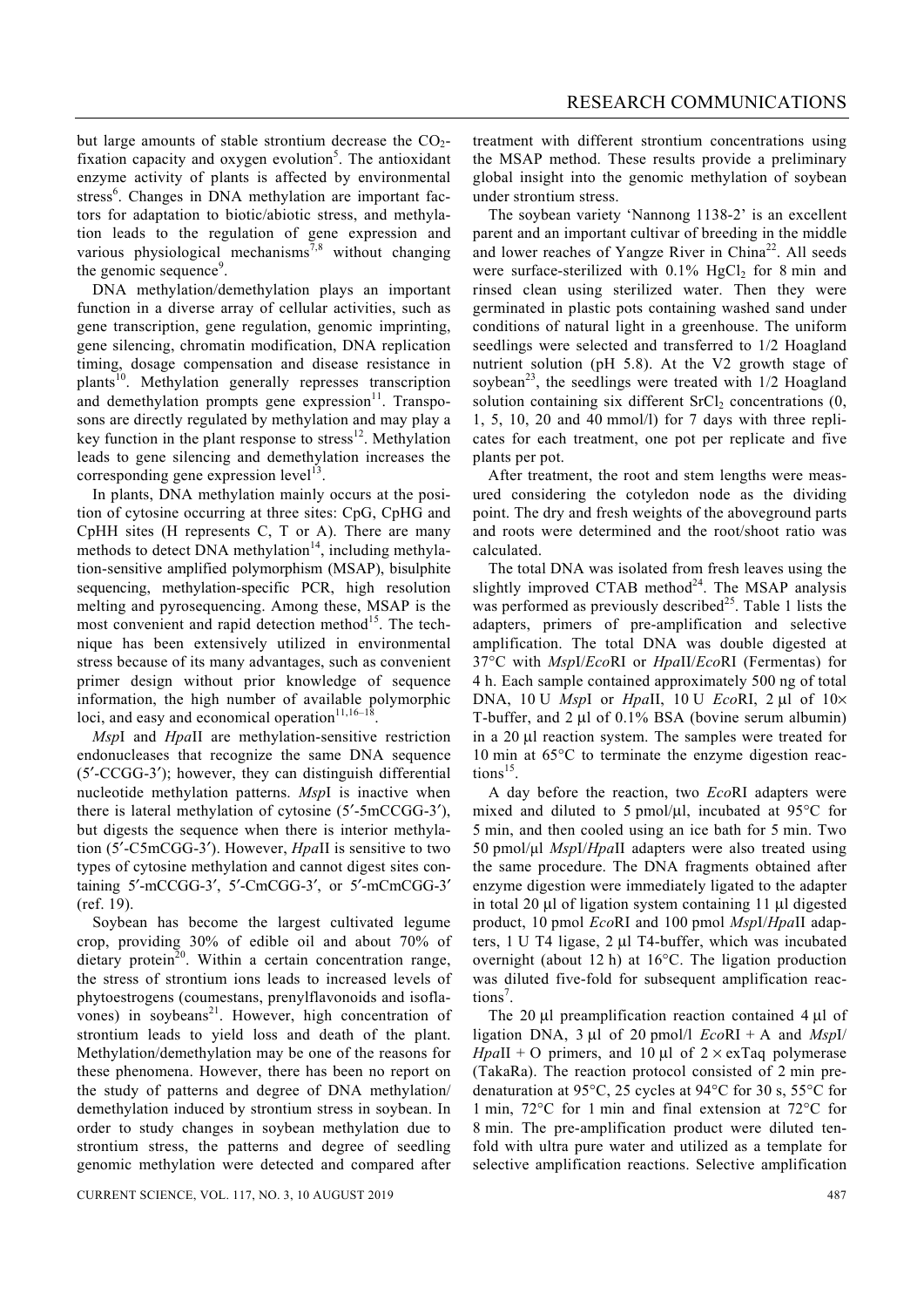but large amounts of stable strontium decrease the $CO_2$-fixation capacity and oxygen evolution[5]. The antioxidant enzyme activity of plants is affected by environmental stress[6]. Changes in DNA methylation are important factors for adaptation to biotic/abiotic stress, and methylation leads to the regulation of gene expression and various physiological mechanisms[7,8] without changing the genomic sequence[9].

DNA methylation/demethylation plays an important function in a diverse array of cellular activities, such as gene transcription, gene regulation, genomic imprinting, gene silencing, chromatin modification, DNA replication timing, dosage compensation and disease resistance in plants[10]. Methylation generally represses transcription and demethylation prompts gene expression[11]. Transposons are directly regulated by methylation and may play a key function in the plant response to stress[12]. Methylation leads to gene silencing and demethylation increases the corresponding gene expression level[13].

In plants, DNA methylation mainly occurs at the position of cytosine occurring at three sites: CpG, CpHG and CpHH sites (H represents C, T or A). There are many methods to detect DNA methylation[14], including methylation-sensitive amplified polymorphism (MSAP), bisulphite sequencing, methylation-specific PCR, high resolution melting and pyrosequencing. Among these, MSAP is the most convenient and rapid detection method[15]. The technique has been extensively utilized in environmental stress because of its many advantages, such as convenient primer design without prior knowledge of sequence information, the high number of available polymorphic loci, and easy and economical operation[11,16–18].

*Msp*I and *Hpa*II are methylation-sensitive restriction endonucleases that recognize the same DNA sequence (5′-CCGG-3′); however, they can distinguish differential nucleotide methylation patterns. *Msp*I is inactive when there is lateral methylation of cytosine (5′-5mCCGG-3′), but digests the sequence when there is interior methylation (5′-C5mCGG-3′). However, *Hpa*II is sensitive to two types of cytosine methylation and cannot digest sites containing 5′-mCCGG-3′, 5′-CmCGG-3′, or 5′-mCmCGG-3′ (ref. 19).

Soybean has become the largest cultivated legume crop, providing 30% of edible oil and about 70% of dietary protein[20]. Within a certain concentration range, the stress of strontium ions leads to increased levels of phytoestrogens (coumestans, prenylflavonoids and isoflavones) in soybeans[21]. However, high concentration of strontium leads to yield loss and death of the plant. Methylation/demethylation may be one of the reasons for these phenomena. However, there has been no report on the study of patterns and degree of DNA methylation/demethylation induced by strontium stress in soybean. In order to study changes in soybean methylation due to strontium stress, the patterns and degree of seedling genomic methylation were detected and compared after treatment with different strontium concentrations using the MSAP method. These results provide a preliminary global insight into the genomic methylation of soybean under strontium stress.

The soybean variety 'Nannong 1138-2' is an excellent parent and an important cultivar of breeding in the middle and lower reaches of Yangze River in China[22]. All seeds were surface-sterilized with 0.1% $HgCl_2$ for 8 min and rinsed clean using sterilized water. Then they were germinated in plastic pots containing washed sand under conditions of natural light in a greenhouse. The uniform seedlings were selected and transferred to 1/2 Hoagland nutrient solution (pH 5.8). At the V2 growth stage of soybean[23], the seedlings were treated with 1/2 Hoagland solution containing six different $SrCl_2$ concentrations (0, 1, 5, 10, 20 and 40 mmol/l) for 7 days with three replicates for each treatment, one pot per replicate and five plants per pot.

After treatment, the root and stem lengths were measured considering the cotyledon node as the dividing point. The dry and fresh weights of the aboveground parts and roots were determined and the root/shoot ratio was calculated.

The total DNA was isolated from fresh leaves using the slightly improved CTAB method[24]. The MSAP analysis was performed as previously described[25]. Table 1 lists the adapters, primers of pre-amplification and selective amplification. The total DNA was double digested at 37°C with *Msp*I/*Eco*RI or *Hpa*II/*Eco*RI (Fermentas) for 4 h. Each sample contained approximately 500 ng of total DNA, 10 U *Msp*I or *Hpa*II, 10 U *Eco*RI, 2 μl of 10× T-buffer, and 2 μl of 0.1% BSA (bovine serum albumin) in a 20 μl reaction system. The samples were treated for 10 min at 65°C to terminate the enzyme digestion reactions[15].

A day before the reaction, two *Eco*RI adapters were mixed and diluted to 5 pmol/μl, incubated at 95°C for 5 min, and then cooled using an ice bath for 5 min. Two 50 pmol/μl *Msp*I/*Hpa*II adapters were also treated using the same procedure. The DNA fragments obtained after enzyme digestion were immediately ligated to the adapter in total 20 μl of ligation system containing 11 μl digested product, 10 pmol *Eco*RI and 100 pmol *Msp*I/*Hpa*II adapters, 1 U T4 ligase, 2 μl T4-buffer, which was incubated overnight (about 12 h) at 16°C. The ligation production was diluted five-fold for subsequent amplification reactions[7].

The 20 μl preamplification reaction contained 4 μl of ligation DNA, 3 μl of 20 pmol/l *Eco*RI + A and *Msp*I/*Hpa*II + O primers, and 10 μl of 2 × exTaq polymerase (TakaRa). The reaction protocol consisted of 2 min predenaturation at 95°C, 25 cycles at 94°C for 30 s, 55°C for 1 min, 72°C for 1 min and final extension at 72°C for 8 min. The pre-amplification product were diluted tenfold with ultra pure water and utilized as a template for selective amplification reactions. Selective amplification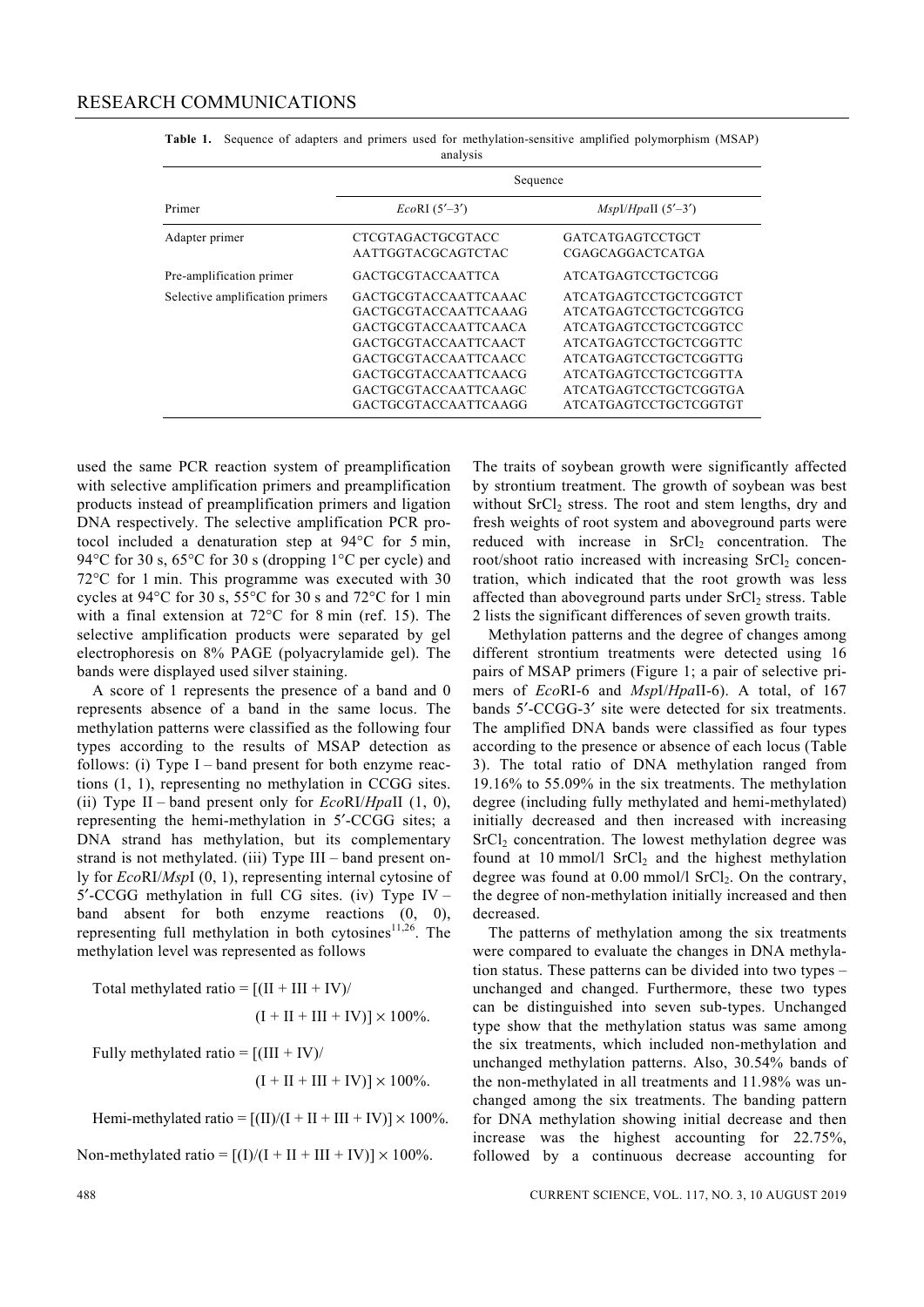**Table 1.** Sequence of adapters and primers used for methylation-sensitive amplified polymorphism (MSAP) analysis

| Primer | Sequence | |
|---|---|---|
| | *Eco*RI (5′–3′) | *Msp*I/*Hpa*II (5′–3′) |
| Adapter primer | CTCGTAGACTGCGTACC<br>AATTGGTACGCAGTCTAC | GATCATGAGTCCTGCT<br>CGAGCAGGACTCATGA |
| Pre-amplification primer | GACTGCGTACCAATTCA | ATCATGAGTCCTGCTCGG |
| Selective amplification primers | GACTGCGTACCAATTCAAAC<br>GACTGCGTACCAATTCAAAG<br>GACTGCGTACCAATTCAACA<br>GACTGCGTACCAATTCAACT<br>GACTGCGTACCAATTCAACC<br>GACTGCGTACCAATTCAACG<br>GACTGCGTACCAATTCAAGC<br>GACTGCGTACCAATTCAAGG | ATCATGAGTCCTGCTCGGTCT<br>ATCATGAGTCCTGCTCGGTCG<br>ATCATGAGTCCTGCTCGGTCC<br>ATCATGAGTCCTGCTCGGTTC<br>ATCATGAGTCCTGCTCGGTTG<br>ATCATGAGTCCTGCTCGGTTA<br>ATCATGAGTCCTGCTCGGTGA<br>ATCATGAGTCCTGCTCGGTGT |

used the same PCR reaction system of preamplification with selective amplification primers and preamplification products instead of preamplification primers and ligation DNA respectively. The selective amplification PCR protocol included a denaturation step at 94°C for 5 min, 94°C for 30 s, 65°C for 30 s (dropping 1°C per cycle) and 72°C for 1 min. This programme was executed with 30 cycles at 94°C for 30 s, 55°C for 30 s and 72°C for 1 min with a final extension at 72°C for 8 min (ref. 15). The selective amplification products were separated by gel electrophoresis on 8% PAGE (polyacrylamide gel). The bands were displayed used silver staining.

A score of 1 represents the presence of a band and 0 represents absence of a band in the same locus. The methylation patterns were classified as the following four types according to the results of MSAP detection as follows: (i) Type I – band present for both enzyme reactions (1, 1), representing no methylation in CCGG sites. (ii) Type II – band present only for *Eco*RI/*Hpa*II (1, 0), representing the hemi-methylation in 5′-CCGG sites; a DNA strand has methylation, but its complementary strand is not methylated. (iii) Type III – band present only for *Eco*RI/*Msp*I (0, 1), representing internal cytosine of 5′-CCGG methylation in full CG sites. (iv) Type IV – band absent for both enzyme reactions (0, 0), representing full methylation in both cytosines[11,26]. The methylation level was represented as follows

$$\text{Total methylated ratio} = [(\text{II} + \text{III} + \text{IV})/(\text{I} + \text{II} + \text{III} + \text{IV})] \times 100\%.$$

$$\text{Fully methylated ratio} = [(\text{III} + \text{IV})/(\text{I} + \text{II} + \text{III} + \text{IV})] \times 100\%.$$

$$\text{Hemi-methylated ratio} = [(\text{II})/(\text{I} + \text{II} + \text{III} + \text{IV})] \times 100\%.$$

$$\text{Non-methylated ratio} = [(\text{I})/(\text{I} + \text{II} + \text{III} + \text{IV})] \times 100\%.$$

The traits of soybean growth were significantly affected by strontium treatment. The growth of soybean was best without $SrCl_2$ stress. The root and stem lengths, dry and fresh weights of root system and aboveground parts were reduced with increase in $SrCl_2$ concentration. The root/shoot ratio increased with increasing $SrCl_2$ concentration, which indicated that the root growth was less affected than aboveground parts under $SrCl_2$ stress. Table 2 lists the significant differences of seven growth traits.

Methylation patterns and the degree of changes among different strontium treatments were detected using 16 pairs of MSAP primers (Figure 1; a pair of selective primers of *Eco*RI-6 and *Msp*I/*Hpa*II-6). A total, of 167 bands 5′-CCGG-3′ site were detected for six treatments. The amplified DNA bands were classified as four types according to the presence or absence of each locus (Table 3). The total ratio of DNA methylation ranged from 19.16% to 55.09% in the six treatments. The methylation degree (including fully methylated and hemi-methylated) initially decreased and then increased with increasing $SrCl_2$ concentration. The lowest methylation degree was found at 10 mmol/l $SrCl_2$ and the highest methylation degree was found at 0.00 mmol/l $SrCl_2$. On the contrary, the degree of non-methylation initially increased and then decreased.

The patterns of methylation among the six treatments were compared to evaluate the changes in DNA methylation status. These patterns can be divided into two types – unchanged and changed. Furthermore, these two types can be distinguished into seven sub-types. Unchanged type show that the methylation status was same among the six treatments, which included non-methylation and unchanged methylation patterns. Also, 30.54% bands of the non-methylated in all treatments and 11.98% was unchanged among the six treatments. The banding pattern for DNA methylation showing initial decrease and then increase was the highest accounting for 22.75%, followed by a continuous decrease accounting for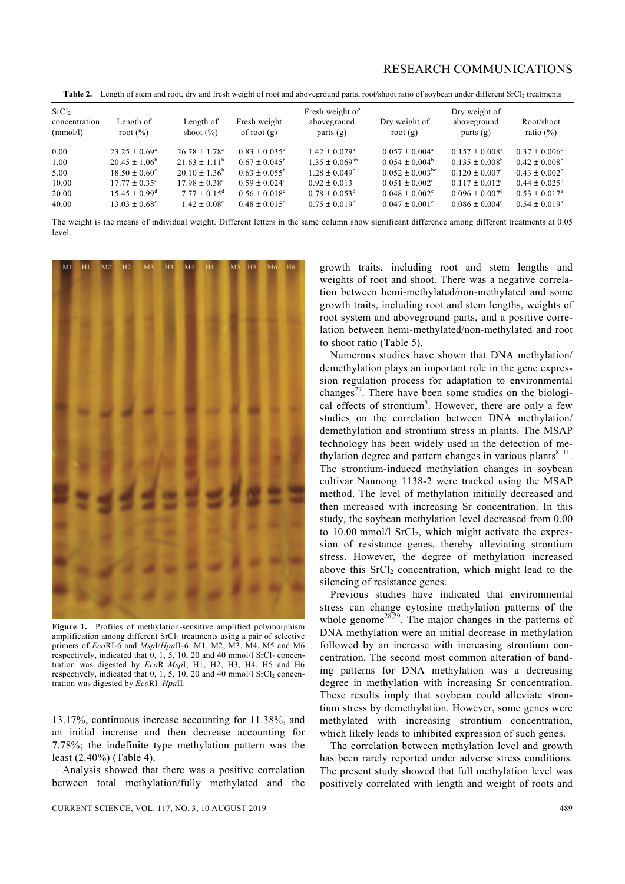**Table 2.** Length of stem and root, dry and fresh weight of root and aboveground parts, root/shoot ratio of soybean under different $SrCl_2$ treatments

| $SrCl_2$ concentration (mmol/l) | Length of root (%) | Length of shoot (%) | Fresh weight of root (g) | Fresh weight of aboveground parts (g) | Dry weight of root (g) | Dry weight of aboveground parts (g) | Root/shoot ratio (%) |
|---|---|---|---|---|---|---|---|
| 0.00 | $23.25 \pm 0.69^{a}$ | $26.78 \pm 1.78^{a}$ | $0.83 \pm 0.035^{a}$ | $1.42 \pm 0.079^{a}$ | $0.057 \pm 0.004^{a}$ | $0.157 \pm 0.008^{a}$ | $0.37 \pm 0.006^{c}$ |
| 1.00 | $20.45 \pm 1.06^{b}$ | $21.63 \pm 1.11^{b}$ | $0.67 \pm 0.045^{b}$ | $1.35 \pm 0.069^{ab}$ | $0.054 \pm 0.004^{b}$ | $0.135 \pm 0.008^{b}$ | $0.42 \pm 0.008^{b}$ |
| 5.00 | $18.50 \pm 0.60^{c}$ | $20.10 \pm 1.36^{b}$ | $0.63 \pm 0.055^{b}$ | $1.28 \pm 0.049^{b}$ | $0.052 \pm 0.003^{bc}$ | $0.120 \pm 0.007^{c}$ | $0.43 \pm 0.002^{b}$ |
| 10.00 | $17.77 \pm 0.35^{c}$ | $17.98 \pm 0.38^{c}$ | $0.59 \pm 0.024^{c}$ | $0.92 \pm 0.013^{c}$ | $0.051 \pm 0.002^{c}$ | $0.117 \pm 0.012^{c}$ | $0.44 \pm 0.025^{b}$ |
| 20.00 | $15.45 \pm 0.99^{d}$ | $7.77 \pm 0.15^{d}$ | $0.56 \pm 0.018^{c}$ | $0.78 \pm 0.053^{d}$ | $0.048 \pm 0.002^{c}$ | $0.096 \pm 0.007^{d}$ | $0.53 \pm 0.017^{a}$ |
| 40.00 | $13.03 \pm 0.68^{e}$ | $1.42 \pm 0.08^{e}$ | $0.48 \pm 0.015^{d}$ | $0.75 \pm 0.019^{d}$ | $0.047 \pm 0.001^{c}$ | $0.086 \pm 0.004^{d}$ | $0.54 \pm 0.019^{a}$ |

The weight is the means of individual weight. Different letters in the same column show significant difference among different treatments at 0.05 level.

**Figure 1.** Profiles of methylation-sensitive amplified polymorphism amplification among different $SrCl_2$ treatments using a pair of selective primers of *Eco*RI-6 and *Msp*I/*Hpa*II-6. M1, M2, M3, M4, M5 and M6 respectively, indicated that 0, 1, 5, 10, 20 and 40 mmol/l $SrCl_2$ concentration was digested by *Eco*R–*Msp*I; H1, H2, H3, H4, H5 and H6 respectively, indicated that 0, 1, 5, 10, 20 and 40 mmol/l $SrCl_2$ concentration was digested by *Eco*RI–*Hpa*II.

13.17%, continuous increase accounting for 11.38%, and an initial increase and then decrease accounting for 7.78%; the indefinite type methylation pattern was the least (2.40%) (Table 4).

Analysis showed that there was a positive correlation between total methylation/fully methylated and the growth traits, including root and stem lengths and weights of root and shoot. There was a negative correlation between hemi-methylated/non-methylated and some growth traits, including root and stem lengths, weights of root system and aboveground parts, and a positive correlation between hemi-methylated/non-methylated and root to shoot ratio (Table 5).

Numerous studies have shown that DNA methylation/demethylation plays an important role in the gene expression regulation process for adaptation to environmental changes[27]. There have been some studies on the biological effects of strontium[5]. However, there are only a few studies on the correlation between DNA methylation/demethylation and strontium stress in plants. The MSAP technology has been widely used in the detection of methylation degree and pattern changes in various plants[8–11]. The strontium-induced methylation changes in soybean cultivar Nannong 1138-2 were tracked using the MSAP method. The level of methylation initially decreased and then increased with increasing Sr concentration. In this study, the soybean methylation level decreased from 0.00 to 10.00 mmol/l $SrCl_2$, which might activate the expression of resistance genes, thereby alleviating strontium stress. However, the degree of methylation increased above this $SrCl_2$ concentration, which might lead to the silencing of resistance genes.

Previous studies have indicated that environmental stress can change cytosine methylation patterns of the whole genome[28,29]. The major changes in the patterns of DNA methylation were an initial decrease in methylation followed by an increase with increasing strontium concentration. The second most common alteration of banding patterns for DNA methylation was a decreasing degree in methylation with increasing Sr concentration. These results imply that soybean could alleviate strontium stress by demethylation. However, some genes were methylated with increasing strontium concentration, which likely leads to inhibited expression of such genes.

The correlation between methylation level and growth has been rarely reported under adverse stress conditions. The present study showed that full methylation level was positively correlated with length and weight of roots and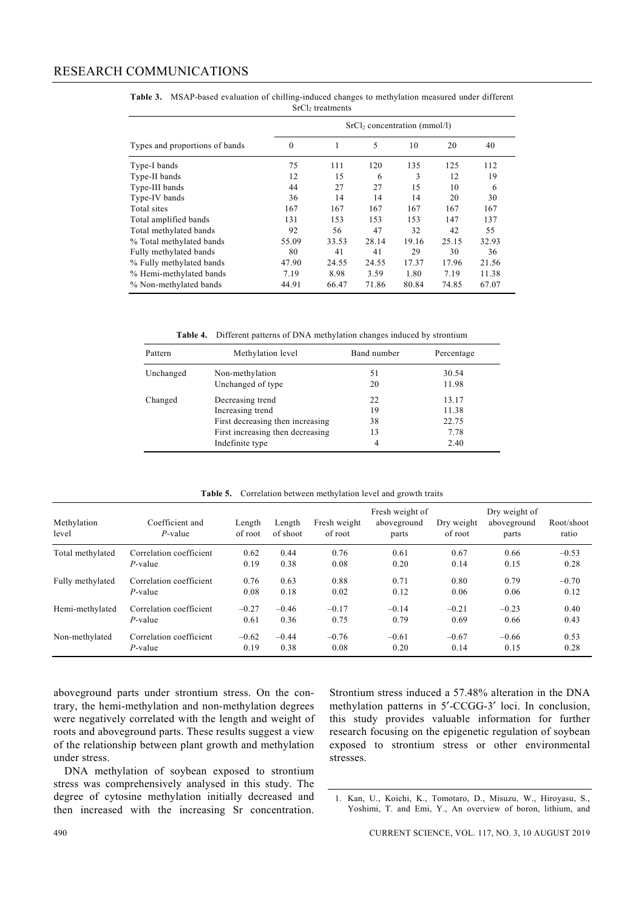**Table 3.** MSAP-based evaluation of chilling-induced changes to methylation measured under different $SrCl_2$ treatments

| Types and proportions of bands | $SrCl_2$ concentration (mmol/l) | | | | | |
|---|---|---|---|---|---|---|
| | 0 | 1 | 5 | 10 | 20 | 40 |
| Type-I bands | 75 | 111 | 120 | 135 | 125 | 112 |
| Type-II bands | 12 | 15 | 6 | 3 | 12 | 19 |
| Type-III bands | 44 | 27 | 27 | 15 | 10 | 6 |
| Type-IV bands | 36 | 14 | 14 | 14 | 20 | 30 |
| Total sites | 167 | 167 | 167 | 167 | 167 | 167 |
| Total amplified bands | 131 | 153 | 153 | 153 | 147 | 137 |
| Total methylated bands | 92 | 56 | 47 | 32 | 42 | 55 |
| % Total methylated bands | 55.09 | 33.53 | 28.14 | 19.16 | 25.15 | 32.93 |
| Fully methylated bands | 80 | 41 | 41 | 29 | 30 | 36 |
| % Fully methylated bands | 47.90 | 24.55 | 24.55 | 17.37 | 17.96 | 21.56 |
| % Hemi-methylated bands | 7.19 | 8.98 | 3.59 | 1.80 | 7.19 | 11.38 |
| % Non-methylated bands | 44.91 | 66.47 | 71.86 | 80.84 | 74.85 | 67.07 |

**Table 4.** Different patterns of DNA methylation changes induced by strontium

| Pattern | Methylation level | Band number | Percentage |
|---|---|---|---|
| Unchanged | Non-methylation | 51 | 30.54 |
| | Unchanged of type | 20 | 11.98 |
| Changed | Decreasing trend | 22 | 13.17 |
| | Increasing trend | 19 | 11.38 |
| | First decreasing then increasing | 38 | 22.75 |
| | First increasing then decreasing | 13 | 7.78 |
| | Indefinite type | 4 | 2.40 |

**Table 5.** Correlation between methylation level and growth traits

| Methylation level | Coefficient and *P*-value | Length of root | Length of shoot | Fresh weight of root | Fresh weight of aboveground parts | Dry weight of root | Dry weight of aboveground parts | Root/shoot ratio |
|---|---|---|---|---|---|---|---|---|
| Total methylated | Correlation coefficient | 0.62 | 0.44 | 0.76 | 0.61 | 0.67 | 0.66 | –0.53 |
| | *P*-value | 0.19 | 0.38 | 0.08 | 0.20 | 0.14 | 0.15 | 0.28 |
| Fully methylated | Correlation coefficient | 0.76 | 0.63 | 0.88 | 0.71 | 0.80 | 0.79 | –0.70 |
| | *P*-value | 0.08 | 0.18 | 0.02 | 0.12 | 0.06 | 0.06 | 0.12 |
| Hemi-methylated | Correlation coefficient | –0.27 | –0.46 | –0.17 | –0.14 | –0.21 | –0.23 | 0.40 |
| | *P*-value | 0.61 | 0.36 | 0.75 | 0.79 | 0.69 | 0.66 | 0.43 |
| Non-methylated | Correlation coefficient | –0.62 | –0.44 | –0.76 | –0.61 | –0.67 | –0.66 | 0.53 |
| | *P*-value | 0.19 | 0.38 | 0.08 | 0.20 | 0.14 | 0.15 | 0.28 |

aboveground parts under strontium stress. On the contrary, the hemi-methylation and non-methylation degrees were negatively correlated with the length and weight of roots and aboveground parts. These results suggest a view of the relationship between plant growth and methylation under stress.

DNA methylation of soybean exposed to strontium stress was comprehensively analysed in this study. The degree of cytosine methylation initially decreased and then increased with the increasing Sr concentration. Strontium stress induced a 57.48% alteration in the DNA methylation patterns in 5′-CCGG-3′ loci. In conclusion, this study provides valuable information for further research focusing on the epigenetic regulation of soybean exposed to strontium stress or other environmental stresses.

1. Kan, U., Koichi, K., Tomotaro, D., Misuzu, W., Hiroyasu, S., Yoshimi, T. and Emi, Y., An overview of boron, lithium, and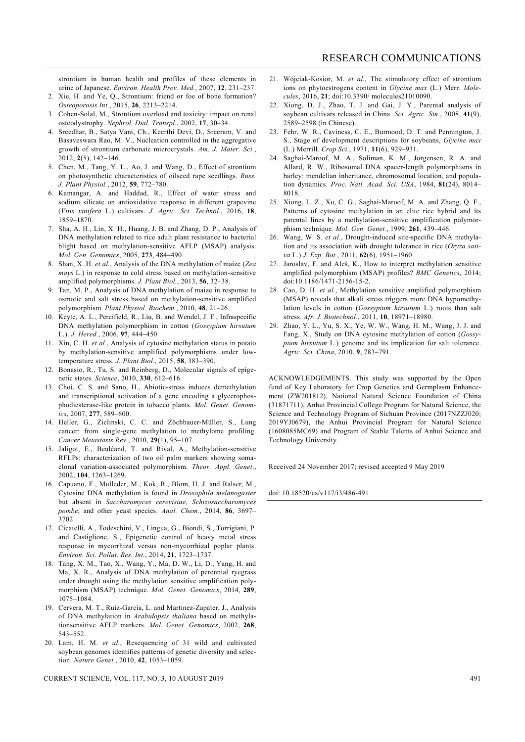strontium in human health and profiles of these elements in urine of Japanese. *Environ. Health Prev. Med.*, 2007, **12**, 231–237.

2. Xie, H. and Ye, Q., Strontium: friend or foe of bone formation? *Osteoporosis Int.*, 2015, **26**, 2213–2214.
3. Cohen-Solal, M., Strontium overload and toxicity: impact on renal osteodystrophy. *Nephrol. Dial. Transpl.*, 2002, **17**, 30–34.
4. Sreedhar, B., Satya Vani, Ch., Keerthi Devi, D., Sreeram, V. and Basaveswara Rao, M. V., Nucleation controlled in the aggregative growth of strontium carbonate microcrystals. *Am. J. Mater. Sci.*, 2012, **2**(5), 142–146.
5. Chen, M., Tang, Y. L., Ao, J. and Wang, D., Effect of strontium on photosynthetic characteristics of oilseed rape seedlings. *Russ. J. Plant Physiol.*, 2012, **59**, 772–780.
6. Kamangar, A. and Haddad, R., Effect of water stress and sodium silicate on antioxidative response in different grapevine (*Vitis vinifera* L.) cultivars. *J. Agric. Sci. Technol*., 2016, **18**, 1859–1870.
7. Sha, A. H., Lin, X. H., Huang, J. B. and Zhang, D. P., Analysis of DNA methylation related to rice adult plant resistance to bacterial blight based on methylation-sensitive AFLP (MSAP) analysis. *Mol. Gen. Genomics*, 2005, **273**, 484–490.
8. Shan, X. H. *et al.*, Analysis of the DNA methylation of maize (*Zea mays* L.) in response to cold stress based on methylation-sensitive amplified polymorphisms. *J. Plant Biol.*, 2013, **56**, 32–38.
9. Tan, M. P., Analysis of DNA methylation of maize in response to osmotic and salt stress based on methylation-sensitive amplified polymorphism. *Plant Physiol. Biochem.*, 2010, **48**, 21–26.
10. Keyte, A. L., Percifield, R., Liu, B. and Wendel, J. F., Infraspecific DNA methylation polymorphism in cotton (*Gossypium hirsutum* L.). *J. Hered.*, 2006, **97**, 444–450.
11. Xin, C. H. *et al.*, Analysis of cytosine methylation status in potato by methylation-sensitive amplified polymorphisms under low-temperature stress. *J. Plant Biol*., 2015, **58**, 383–390.
12. Bonasio, R., Tu, S. and Reinberg, D., Molecular signals of epigenetic states. *Science*, 2010, **330**, 612–616.
13. Choi, C. S. and Sano, H., Abiotic-stress induces demethylation and transcriptional activation of a gene encoding a glycerophosphodiesterase-like protein in tobacco plants. *Mol. Genet. Genomics*, 2007, **277**, 589–600.
14. Heller, G., Zielinski, C. C. and Zöchbauer-Müller, S., Lung cancer: from single-gene methylation to methylome profiling. *Cancer Metastasis Rev.*, 2010, **29**(1), 95–107.
15. Jaligot, E., Beuléand, T. and Rival, A., Methylation-sensitive RFLPs: characterization of two oil palm markers showing somaclonal variation-associated polymorphism. *Theor. Appl. Genet*., 2002, **104**, 1263–1269.
16. Capuano, F., Mulleder, M., Kok, R., Blom, H. J. and Ralser, M., Cytosine DNA methylation is found in *Drosophila melanogaster* but absent in *Saccharomyces cerevisiae*, *Schizosaccharomyces pombe*, and other yeast species. *Anal. Chem.*, 2014, **86**, 3697–3702.
17. Cicatelli, A., Todeschini, V., Lingua, G., Biondi, S., Torrigiani, P. and Castiglione, S., Epigenetic control of heavy metal stress response in mycorrhizal versus non-mycorrhizal poplar plants. *Environ. Sci. Pollut. Res. Int.*, 2014, **21**, 1723–1737.
18. Tang, X. M., Tao, X., Wang, Y., Ma, D. W., Li, D., Yang, H. and Ma, X. R., Analysis of DNA methylation of perennial ryegrass under drought using the methylation sensitive amplification polymorphism (MSAP) technique. *Mol. Genet. Genomics*, 2014, **289**, 1075–1084.
19. Cervera, M. T., Ruiz-Garcia, L. and Martinez-Zapater, J., Analysis of DNA methylation in *Arabidopsis thaliana* based on methylationsensitive AFLP markers. *Mol. Genet. Genomics*, 2002, **268**, 543–552.
20. Lam, H. M. *et al.*, Resequencing of 31 wild and cultivated soybean genomes identifies patterns of genetic diversity and selection. *Nature Genet.*, 2010, **42**, 1053–1059.
21. Wójciak-Kosior, M. *et al.*, The stimulatory effect of strontium ions on phytoestrogens content in *Glycine max* (L.) Merr. *Molecules*, 2016, **21**; doi:10.3390/ molecules21010090.
22. Xiong, D. J., Zhao, T. J. and Gai, J. Y., Parental analysis of soybean cultivars released in China. *Sci. Agric. Sin.*, 2008, **41**(9), 2589–2598 (in Chinese).
23. Fehr, W. R., Caviness, C. E., Burmood, D. T. and Pennington, J. S., Stage of development descriptions for soybeans, *Glycine max* (L.) Merrill. *Crop Sci.*, 1971, **11**(6), 929–931.
24. Saghai-Maroof, M. A., Soliman, K. M., Jorgensen, R. A. and Allard, R. W., Ribosomal DNA spacer-length polymorphisms in barley: mendelian inheritance, chromosomal location, and population dynamics. *Proc. Natl. Acad. Sci. USA*, 1984, **81**(24), 8014–8018.
25. Xiong, L. Z., Xu, C. G., Saghai-Maroof, M. A. and Zhang, Q. F., Patterns of cytosine methylation in an elite rice hybrid and its parental lines by a methylation-sensitive amplification polymorphism technique. *Mol. Gen. Genet.*, 1999, **261**, 439–446.
26. Wang, W. S. *et al.*, Drought-induced site-specific DNA methylation and its association with drought tolerance in rice (*Oryza sativa* L.) *J. Exp. Bot.*, 2011, **62**(6), 1951–1960.
27. Jaroslav, F. and Aleš, K., How to interpret methylation sensitive amplified polymorphism (MSAP) profiles? *BMC Genetics*, 2014; doi:10.1186/1471-2156-15-2.
28. Cao, D. H. *et al.*, Methylation sensitive amplified polymorphism (MSAP) reveals that alkali stress triggers more DNA hypomethylation levels in cotton (*Gossypium hirsutum* L.) roots than salt stress. *Afr. J. Biotechnol.*, 2011, **10**, 18971–18980.
29. Zhao, Y. L., Yu, S. X., Ye, W. W., Wang, H. M., Wang, J. J. and Fang, X., Study on DNA cytosine methylation of cotton (*Gossypium hirsutum* L.) genome and its implication for salt tolerance. *Agric. Sci. China*, 2010, **9**, 783–791.

ACKNOWLEDGEMENTS. This study was supported by the Open fund of Key Laboratory for Crop Genetics and Germplasm Enhancement (ZW201812), National Natural Science Foundation of China (31871711), Anhui Provincial College Program for Natural Science, the Science and Technology Program of Sichuan Province (2017NZZJ020; 2019YJ0679), the Anhui Provincial Program for Natural Science (1608085MC69) and Program of Stable Talents of Anhui Science and Technology University.

Received 24 November 2017; revised accepted 9 May 2019

doi: 10.18520/cs/v117/i3/486-491